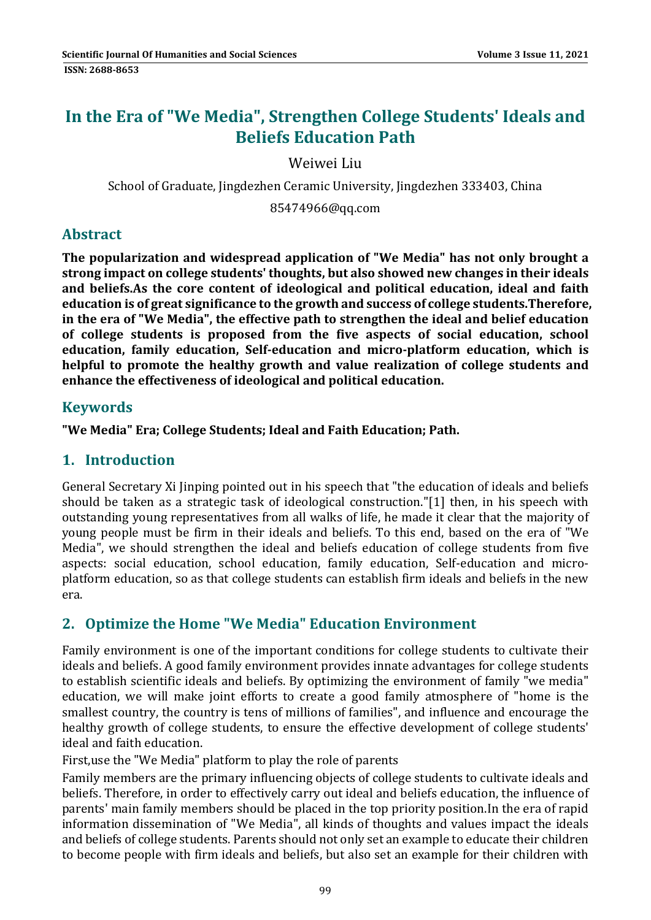# In the Era of "We Media", Strengthen College Students' Ideals and Beliefs Education Path

Weiwei Liu

School of Graduate, Jingdezhen Ceramic University, Jingdezhen 333403, China

85474966@qq.com

## Abstract

**The popularization and widespread application of "We Media" has not only brought a strong impact on college students' thoughts, but also showed new changes in their ideals and beliefs.As the core content of ideological and political education, ideal and faith education is of great significance to the growth and success of college students.Therefore, in the era of "We Media", the effective path to strengthen the ideal and belief education of college students is proposed from the five aspects of social education, school education, family education, Self-education and micro-platform education, which is helpful to promote the healthy growth and value realization of college students and enhance the effectiveness of ideological and political education.**

## Keywords

**"We Media" Era; College Students; Ideal and Faith Education; Path.**

## 1. Introduction

General Secretary Xi Jinping pointed out in his speech that "the education of ideals and beliefs should be taken as a strategic task of ideological construction."[1] then, in his speech with outstanding young representatives from all walks of life, he made it clear that the majority of young people must be firm in their ideals and beliefs. To this end, based on the era of "We Media", we should strengthen the ideal and beliefs education of college students from five aspects: social education, school education, family education, Self-education and micro-platform education, so as that college students can establish firm ideals and beliefs in the new era.

## 2. Optimize the Home "We Media" Education Environment

Family environment is one of the important conditions for college students to cultivate their ideals and beliefs. A good family environment provides innate advantages for college students to establish scientific ideals and beliefs. By optimizing the environment of family "we media" education, we will make joint efforts to create a good family atmosphere of "home is the smallest country, the country is tens of millions of families", and influence and encourage the healthy growth of college students, to ensure the effective development of college students' ideal and faith education.

First,use the "We Media" platform to play the role of parents

Family members are the primary influencing objects of college students to cultivate ideals and beliefs. Therefore, in order to effectively carry out ideal and beliefs education, the influence of parents' main family members should be placed in the top priority position.In the era of rapid information dissemination of "We Media", all kinds of thoughts and values impact the ideals and beliefs of college students. Parents should not only set an example to educate their children to become people with firm ideals and beliefs, but also set an example for their children with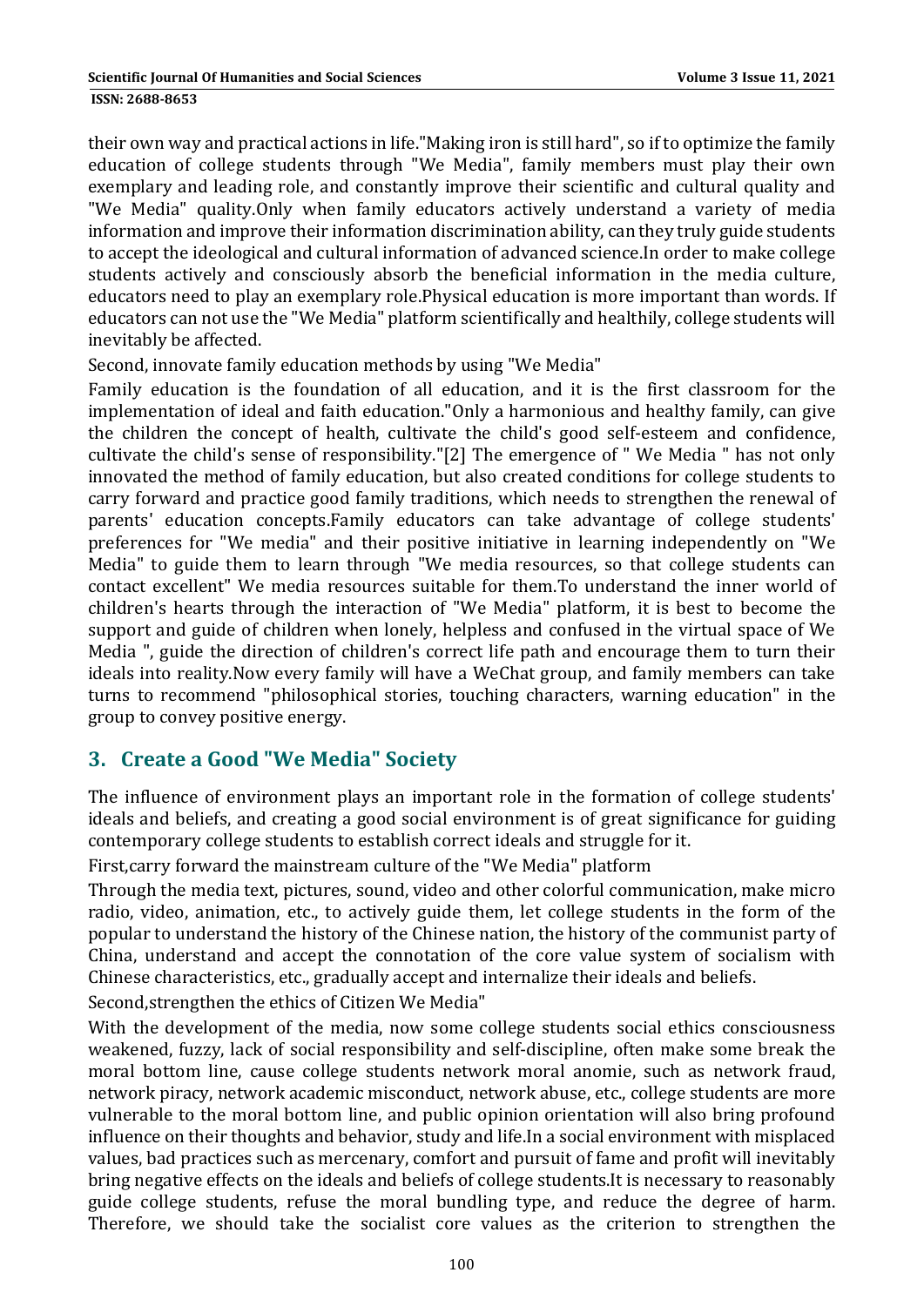their own way and practical actions in life."Making iron is still hard", so if to optimize the family education of college students through "We Media", family members must play their own exemplary and leading role, and constantly improve their scientific and cultural quality and "We Media" quality.Only when family educators actively understand a variety of media information and improve their information discrimination ability, can they truly guide students to accept the ideological and cultural information of advanced science.In order to make college students actively and consciously absorb the beneficial information in the media culture, educators need to play an exemplary role.Physical education is more important than words. If educators can not use the "We Media" platform scientifically and healthily, college students will inevitably be affected.

Second, innovate family education methods by using "We Media"

Family education is the foundation of all education, and it is the first classroom for the implementation of ideal and faith education."Only a harmonious and healthy family, can give the children the concept of health, cultivate the child's good self-esteem and confidence, cultivate the child's sense of responsibility."[2] The emergence of " We Media " has not only innovated the method of family education, but also created conditions for college students to carry forward and practice good family traditions, which needs to strengthen the renewal of parents' education concepts.Family educators can take advantage of college students' preferences for "We media" and their positive initiative in learning independently on "We Media" to guide them to learn through "We media resources, so that college students can contact excellent" We media resources suitable for them.To understand the inner world of children's hearts through the interaction of "We Media" platform, it is best to become the support and guide of children when lonely, helpless and confused in the virtual space of We Media ", guide the direction of children's correct life path and encourage them to turn their ideals into reality.Now every family will have a WeChat group, and family members can take turns to recommend "philosophical stories, touching characters, warning education" in the group to convey positive energy.

## 3. Create a Good "We Media" Society

The influence of environment plays an important role in the formation of college students' ideals and beliefs, and creating a good social environment is of great significance for guiding contemporary college students to establish correct ideals and struggle for it.

First,carry forward the mainstream culture of the "We Media" platform

Through the media text, pictures, sound, video and other colorful communication, make micro radio, video, animation, etc., to actively guide them, let college students in the form of the popular to understand the history of the Chinese nation, the history of the communist party of China, understand and accept the connotation of the core value system of socialism with Chinese characteristics, etc., gradually accept and internalize their ideals and beliefs.

Second,strengthen the ethics of Citizen We Media"

With the development of the media, now some college students social ethics consciousness weakened, fuzzy, lack of social responsibility and self-discipline, often make some break the moral bottom line, cause college students network moral anomie, such as network fraud, network piracy, network academic misconduct, network abuse, etc., college students are more vulnerable to the moral bottom line, and public opinion orientation will also bring profound influence on their thoughts and behavior, study and life.In a social environment with misplaced values, bad practices such as mercenary, comfort and pursuit of fame and profit will inevitably bring negative effects on the ideals and beliefs of college students.It is necessary to reasonably guide college students, refuse the moral bundling type, and reduce the degree of harm. Therefore, we should take the socialist core values as the criterion to strengthen the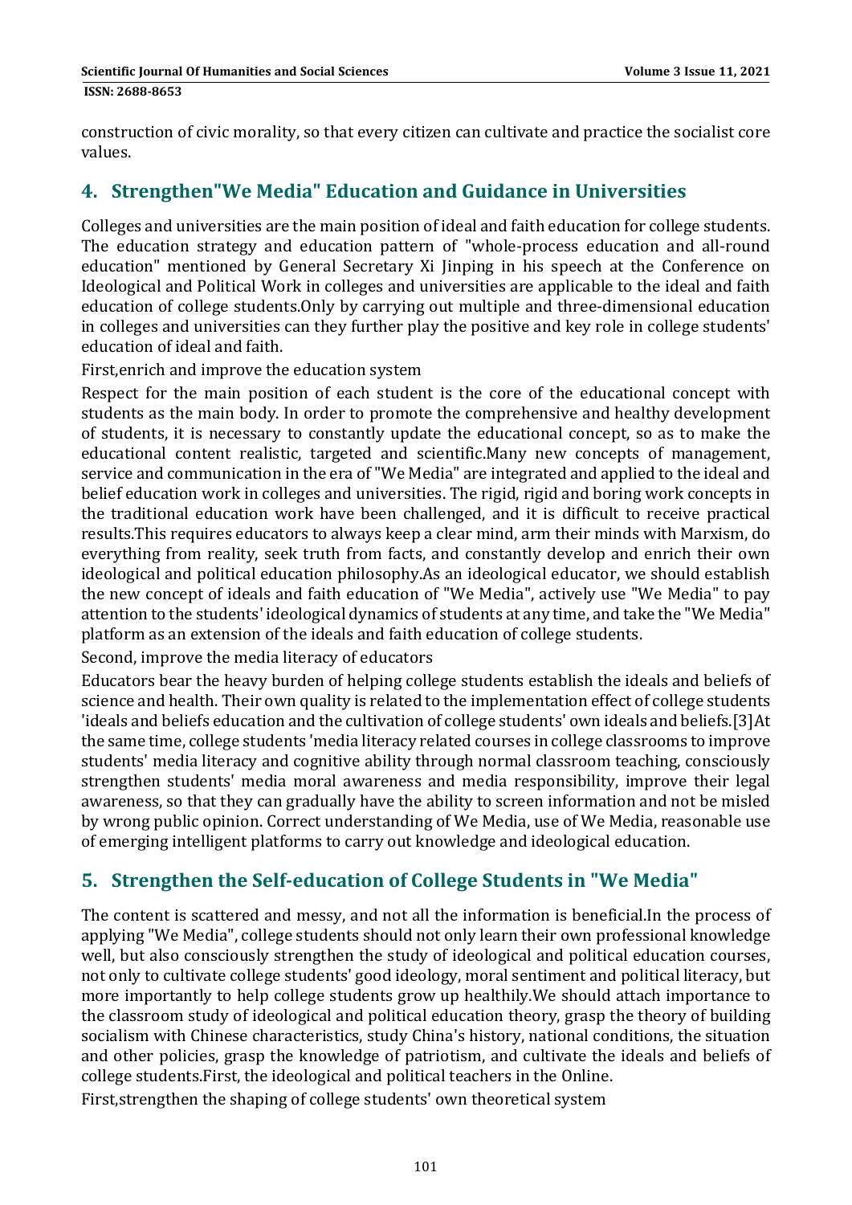construction of civic morality, so that every citizen can cultivate and practice the socialist core values.

## 4. Strengthen"We Media" Education and Guidance in Universities

Colleges and universities are the main position of ideal and faith education for college students. The education strategy and education pattern of "whole-process education and all-round education" mentioned by General Secretary Xi Jinping in his speech at the Conference on Ideological and Political Work in colleges and universities are applicable to the ideal and faith education of college students.Only by carrying out multiple and three-dimensional education in colleges and universities can they further play the positive and key role in college students' education of ideal and faith.

First,enrich and improve the education system

Respect for the main position of each student is the core of the educational concept with students as the main body. In order to promote the comprehensive and healthy development of students, it is necessary to constantly update the educational concept, so as to make the educational content realistic, targeted and scientific.Many new concepts of management, service and communication in the era of "We Media" are integrated and applied to the ideal and belief education work in colleges and universities. The rigid, rigid and boring work concepts in the traditional education work have been challenged, and it is difficult to receive practical results.This requires educators to always keep a clear mind, arm their minds with Marxism, do everything from reality, seek truth from facts, and constantly develop and enrich their own ideological and political education philosophy.As an ideological educator, we should establish the new concept of ideals and faith education of "We Media", actively use "We Media" to pay attention to the students' ideological dynamics of students at any time, and take the "We Media" platform as an extension of the ideals and faith education of college students.

Second, improve the media literacy of educators

Educators bear the heavy burden of helping college students establish the ideals and beliefs of science and health. Their own quality is related to the implementation effect of college students 'ideals and beliefs education and the cultivation of college students' own ideals and beliefs.[3]At the same time, college students 'media literacy related courses in college classrooms to improve students' media literacy and cognitive ability through normal classroom teaching, consciously strengthen students' media moral awareness and media responsibility, improve their legal awareness, so that they can gradually have the ability to screen information and not be misled by wrong public opinion. Correct understanding of We Media, use of We Media, reasonable use of emerging intelligent platforms to carry out knowledge and ideological education.

## 5. Strengthen the Self-education of College Students in "We Media"

The content is scattered and messy, and not all the information is beneficial.In the process of applying "We Media", college students should not only learn their own professional knowledge well, but also consciously strengthen the study of ideological and political education courses, not only to cultivate college students' good ideology, moral sentiment and political literacy, but more importantly to help college students grow up healthily.We should attach importance to the classroom study of ideological and political education theory, grasp the theory of building socialism with Chinese characteristics, study China's history, national conditions, the situation and other policies, grasp the knowledge of patriotism, and cultivate the ideals and beliefs of college students.First, the ideological and political teachers in the Online.

First,strengthen the shaping of college students' own theoretical system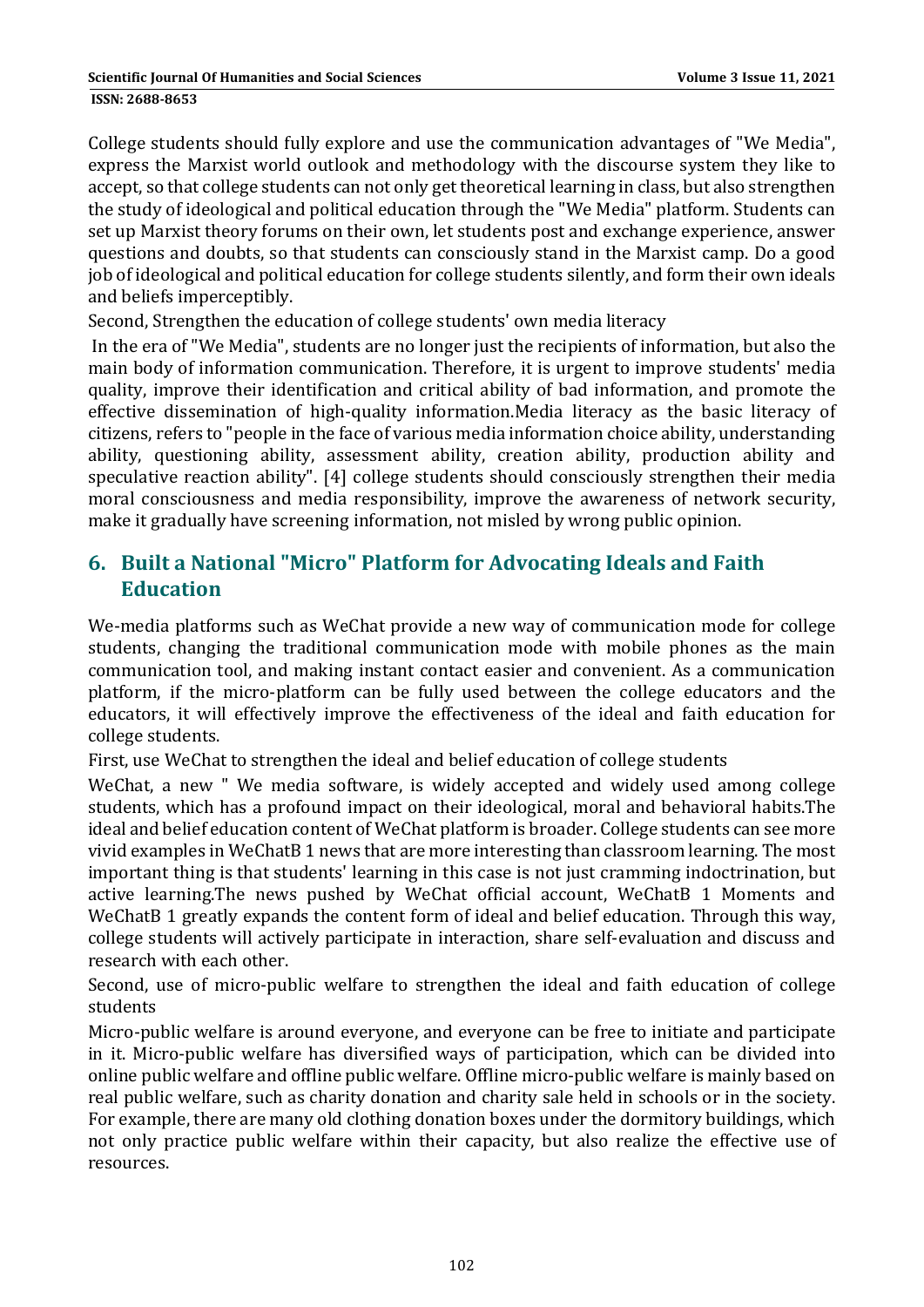College students should fully explore and use the communication advantages of "We Media", express the Marxist world outlook and methodology with the discourse system they like to accept, so that college students can not only get theoretical learning in class, but also strengthen the study of ideological and political education through the "We Media" platform. Students can set up Marxist theory forums on their own, let students post and exchange experience, answer questions and doubts, so that students can consciously stand in the Marxist camp. Do a good job of ideological and political education for college students silently, and form their own ideals and beliefs imperceptibly.

Second, Strengthen the education of college students' own media literacy

In the era of "We Media", students are no longer just the recipients of information, but also the main body of information communication. Therefore, it is urgent to improve students' media quality, improve their identification and critical ability of bad information, and promote the effective dissemination of high-quality information.Media literacy as the basic literacy of citizens, refers to "people in the face of various media information choice ability, understanding ability, questioning ability, assessment ability, creation ability, production ability and speculative reaction ability". [4] college students should consciously strengthen their media moral consciousness and media responsibility, improve the awareness of network security, make it gradually have screening information, not misled by wrong public opinion.

## 6. Built a National "Micro" Platform for Advocating Ideals and Faith Education

We-media platforms such as WeChat provide a new way of communication mode for college students, changing the traditional communication mode with mobile phones as the main communication tool, and making instant contact easier and convenient. As a communication platform, if the micro-platform can be fully used between the college educators and the educators, it will effectively improve the effectiveness of the ideal and faith education for college students.

First, use WeChat to strengthen the ideal and belief education of college students

WeChat, a new " We media software, is widely accepted and widely used among college students, which has a profound impact on their ideological, moral and behavioral habits.The ideal and belief education content of WeChat platform is broader. College students can see more vivid examples in WeChatB 1 news that are more interesting than classroom learning. The most important thing is that students' learning in this case is not just cramming indoctrination, but active learning.The news pushed by WeChat official account, WeChatB 1 Moments and WeChatB 1 greatly expands the content form of ideal and belief education. Through this way, college students will actively participate in interaction, share self-evaluation and discuss and research with each other.

Second, use of micro-public welfare to strengthen the ideal and faith education of college students

Micro-public welfare is around everyone, and everyone can be free to initiate and participate in it. Micro-public welfare has diversified ways of participation, which can be divided into online public welfare and offline public welfare. Offline micro-public welfare is mainly based on real public welfare, such as charity donation and charity sale held in schools or in the society. For example, there are many old clothing donation boxes under the dormitory buildings, which not only practice public welfare within their capacity, but also realize the effective use of resources.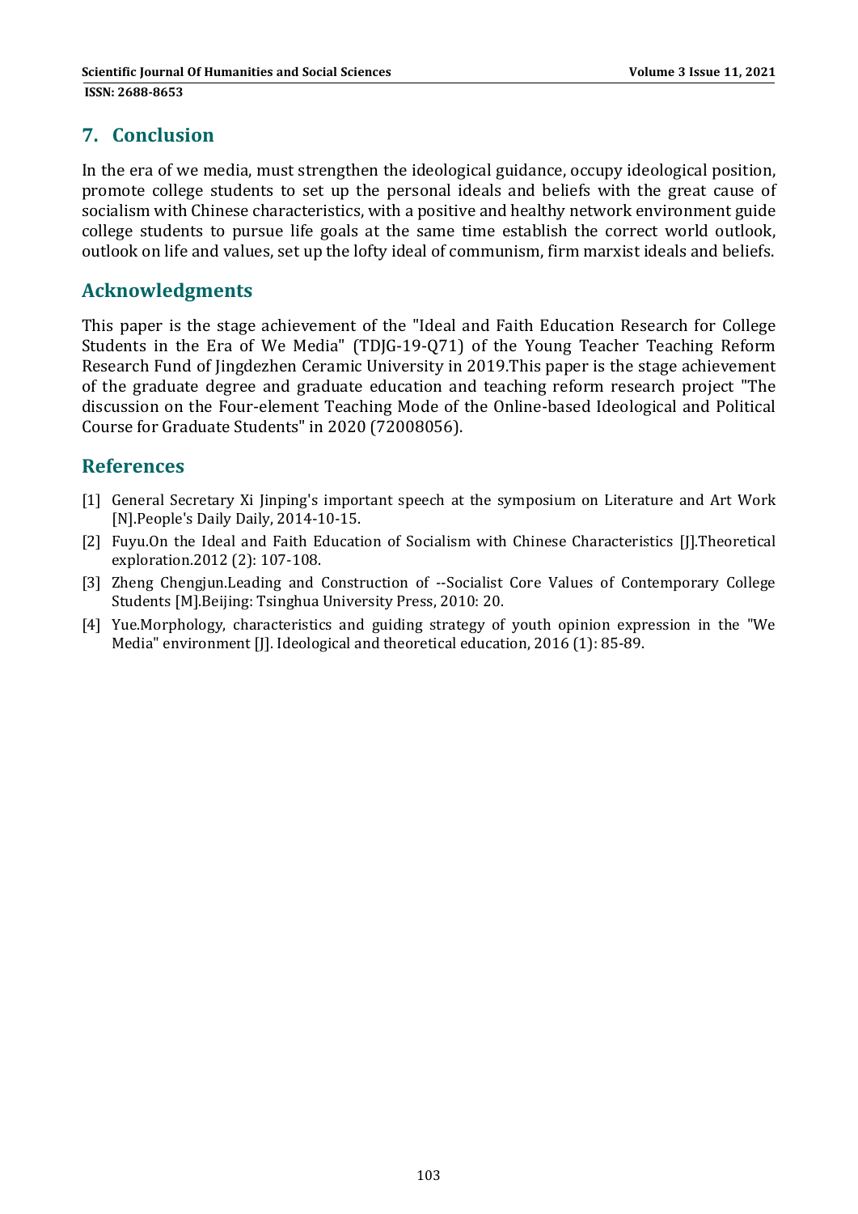## 7. Conclusion

In the era of we media, must strengthen the ideological guidance, occupy ideological position, promote college students to set up the personal ideals and beliefs with the great cause of socialism with Chinese characteristics, with a positive and healthy network environment guide college students to pursue life goals at the same time establish the correct world outlook, outlook on life and values, set up the lofty ideal of communism, firm marxist ideals and beliefs.

## Acknowledgments

This paper is the stage achievement of the "Ideal and Faith Education Research for College Students in the Era of We Media" (TDJG-19-Q71) of the Young Teacher Teaching Reform Research Fund of Jingdezhen Ceramic University in 2019.This paper is the stage achievement of the graduate degree and graduate education and teaching reform research project "The discussion on the Four-element Teaching Mode of the Online-based Ideological and Political Course for Graduate Students" in 2020 (72008056).

## References

[1] General Secretary Xi Jinping's important speech at the symposium on Literature and Art Work [N].People's Daily Daily, 2014-10-15.

[2] Fuyu.On the Ideal and Faith Education of Socialism with Chinese Characteristics [J].Theoretical exploration.2012 (2): 107-108.

[3] Zheng Chengjun.Leading and Construction of --Socialist Core Values of Contemporary College Students [M].Beijing: Tsinghua University Press, 2010: 20.

[4] Yue.Morphology, characteristics and guiding strategy of youth opinion expression in the "We Media" environment [J]. Ideological and theoretical education, 2016 (1): 85-89.